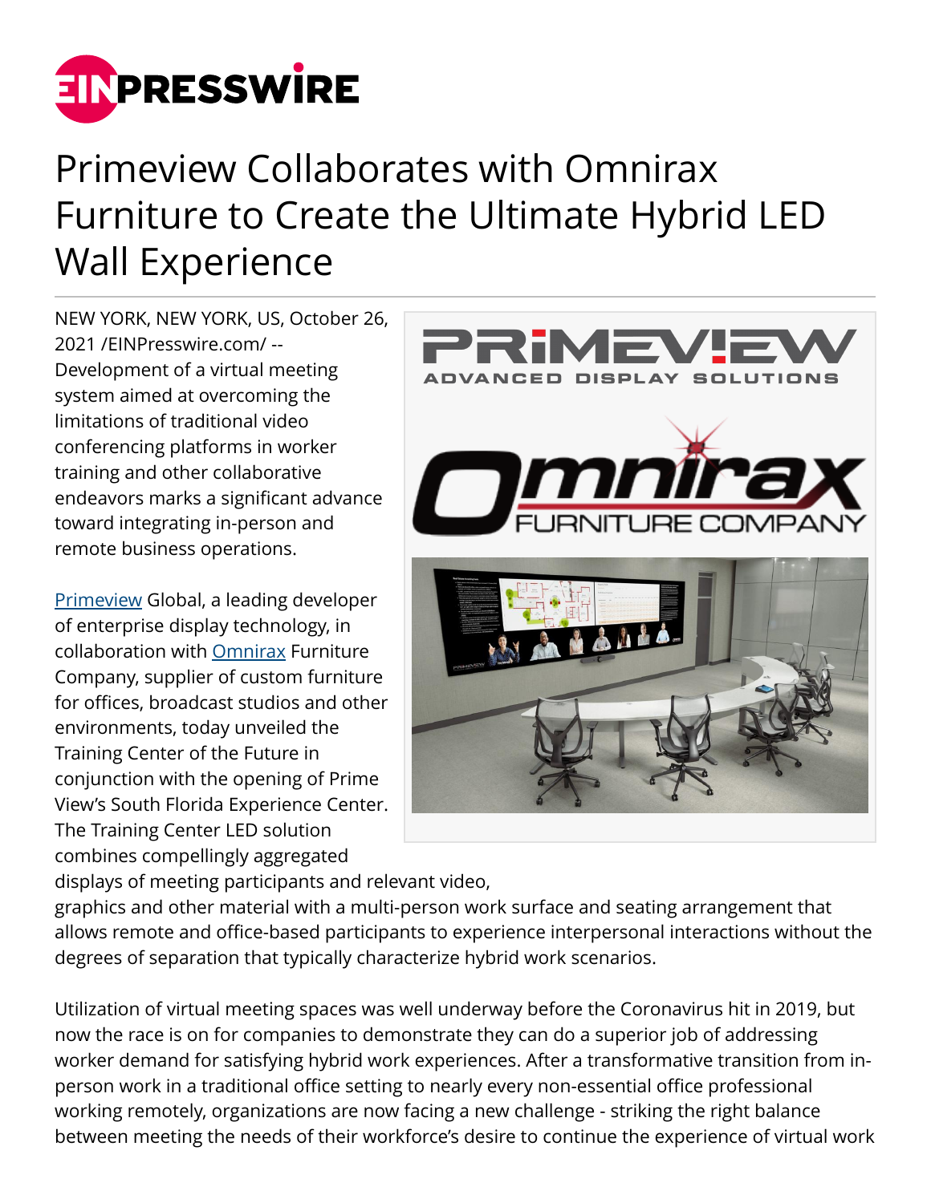# Primeview Collaborates with Omnirax Furniture to Create the Ultimate Hybrid LED Wall Experience

NEW YORK, NEW YORK, US, October 26, 2021 /EINPresswire.com/ -- Development of a virtual meeting system aimed at overcoming the limitations of traditional video conferencing platforms in worker training and other collaborative endeavors marks a significant advance toward integrating in-person and remote business operations.

Primeview Global, a leading developer of enterprise display technology, in collaboration with Omnirax Furniture Company, supplier of custom furniture for offices, broadcast studios and other environments, today unveiled the Training Center of the Future in conjunction with the opening of Prime View's South Florida Experience Center. The Training Center LED solution combines compellingly aggregated displays of meeting participants and relevant video, graphics and other material with a multi-person work surface and seating arrangement that allows remote and office-based participants to experience interpersonal interactions without the degrees of separation that typically characterize hybrid work scenarios.

Utilization of virtual meeting spaces was well underway before the Coronavirus hit in 2019, but now the race is on for companies to demonstrate they can do a superior job of addressing worker demand for satisfying hybrid work experiences. After a transformative transition from in-person work in a traditional office setting to nearly every non-essential office professional working remotely, organizations are now facing a new challenge - striking the right balance between meeting the needs of their workforce's desire to continue the experience of virtual work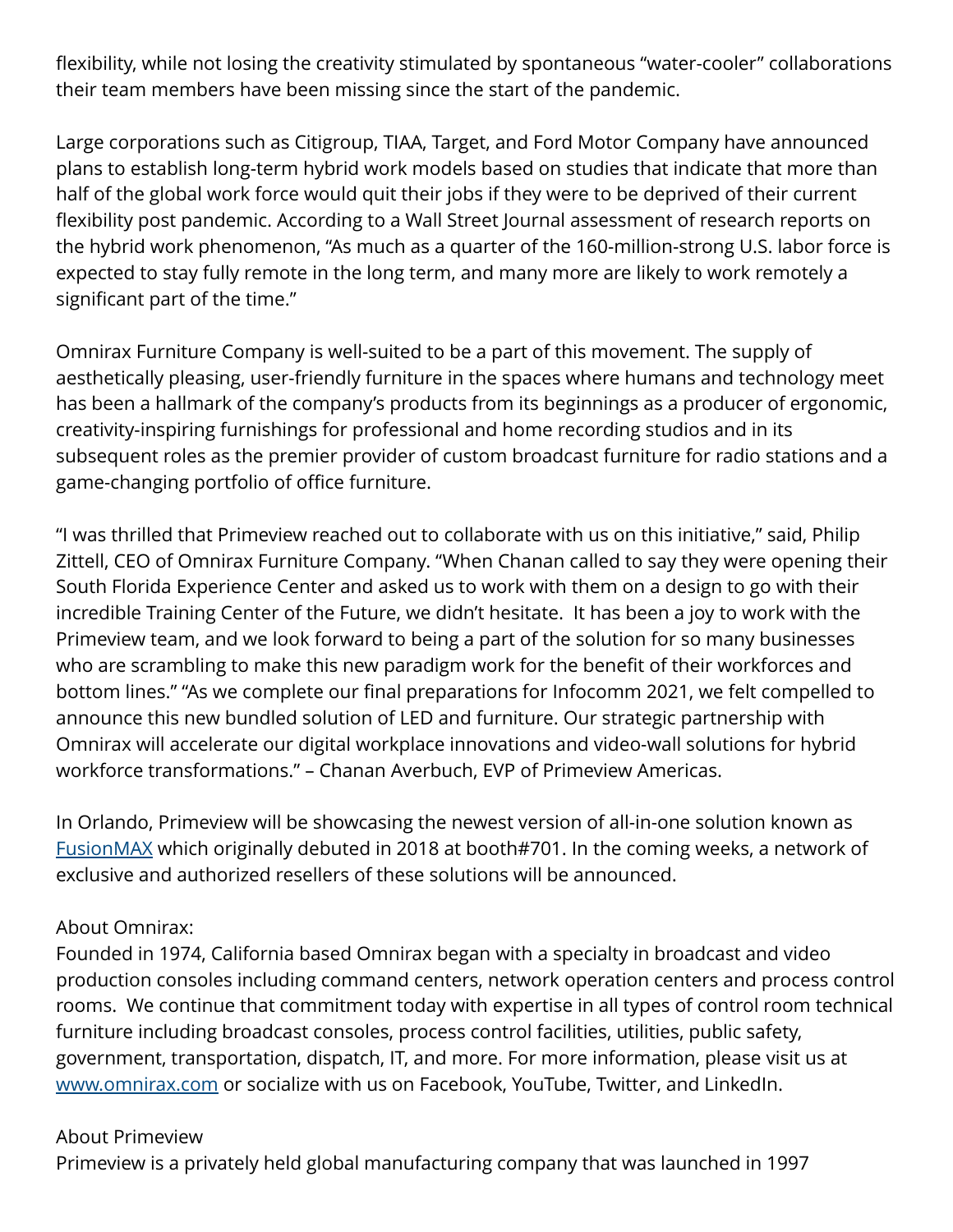flexibility, while not losing the creativity stimulated by spontaneous "water-cooler" collaborations their team members have been missing since the start of the pandemic.

Large corporations such as Citigroup, TIAA, Target, and Ford Motor Company have announced plans to establish long-term hybrid work models based on studies that indicate that more than half of the global work force would quit their jobs if they were to be deprived of their current flexibility post pandemic. According to a Wall Street Journal assessment of research reports on the hybrid work phenomenon, "As much as a quarter of the 160-million-strong U.S. labor force is expected to stay fully remote in the long term, and many more are likely to work remotely a significant part of the time."

Omnirax Furniture Company is well-suited to be a part of this movement. The supply of aesthetically pleasing, user-friendly furniture in the spaces where humans and technology meet has been a hallmark of the company's products from its beginnings as a producer of ergonomic, creativity-inspiring furnishings for professional and home recording studios and in its subsequent roles as the premier provider of custom broadcast furniture for radio stations and a game-changing portfolio of office furniture.

"I was thrilled that Primeview reached out to collaborate with us on this initiative," said, Philip Zittell, CEO of Omnirax Furniture Company. "When Chanan called to say they were opening their South Florida Experience Center and asked us to work with them on a design to go with their incredible Training Center of the Future, we didn't hesitate. It has been a joy to work with the Primeview team, and we look forward to being a part of the solution for so many businesses who are scrambling to make this new paradigm work for the benefit of their workforces and bottom lines." "As we complete our final preparations for Infocomm 2021, we felt compelled to announce this new bundled solution of LED and furniture. Our strategic partnership with Omnirax will accelerate our digital workplace innovations and video-wall solutions for hybrid workforce transformations." – Chanan Averbuch, EVP of Primeview Americas.

In Orlando, Primeview will be showcasing the newest version of all-in-one solution known as [FusionMAX](FusionMAX) which originally debuted in 2018 at booth#701. In the coming weeks, a network of exclusive and authorized resellers of these solutions will be announced.

About Omnirax:
Founded in 1974, California based Omnirax began with a specialty in broadcast and video production consoles including command centers, network operation centers and process control rooms. We continue that commitment today with expertise in all types of control room technical furniture including broadcast consoles, process control facilities, utilities, public safety, government, transportation, dispatch, IT, and more. For more information, please visit us at [www.omnirax.com](www.omnirax.com) or socialize with us on Facebook, YouTube, Twitter, and LinkedIn.

About Primeview
Primeview is a privately held global manufacturing company that was launched in 1997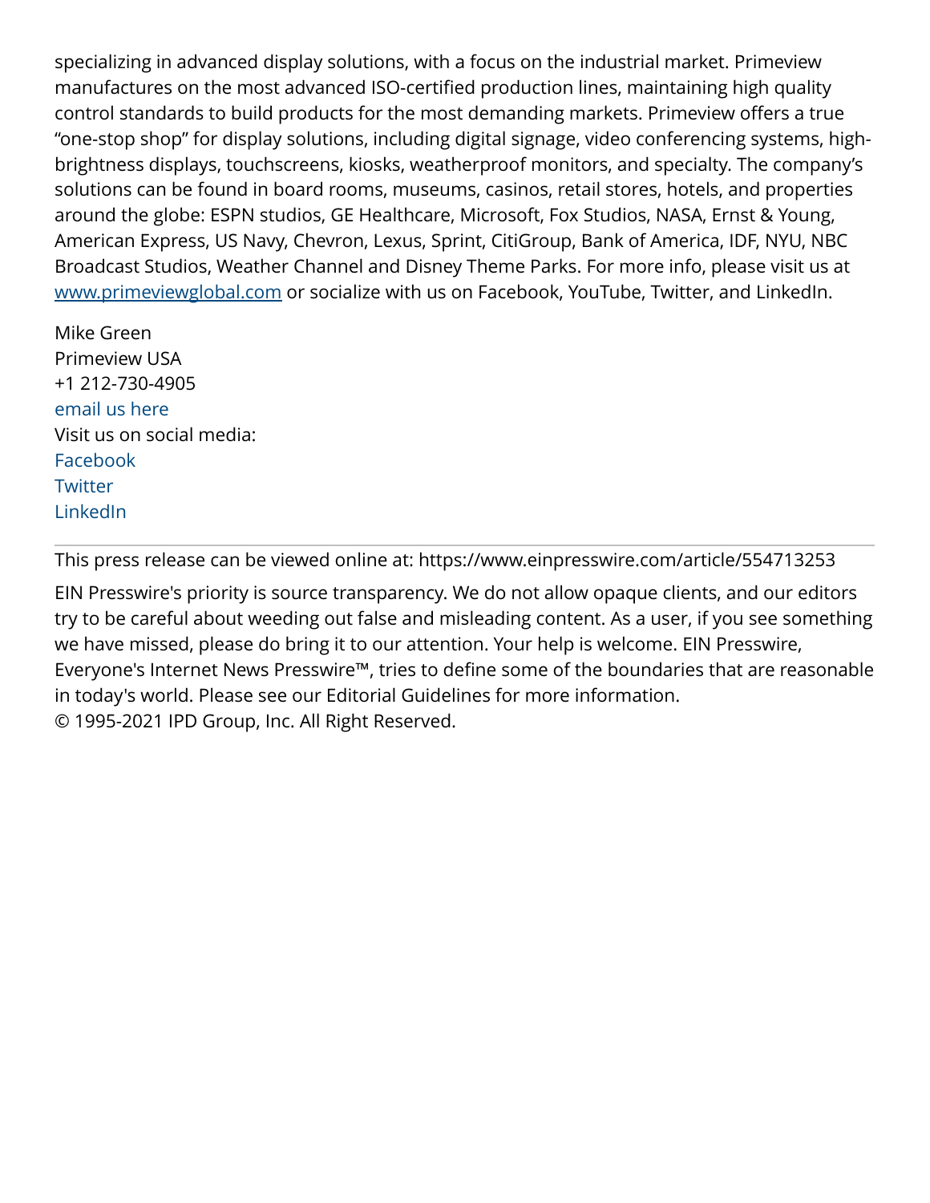specializing in advanced display solutions, with a focus on the industrial market. Primeview manufactures on the most advanced ISO-certified production lines, maintaining high quality control standards to build products for the most demanding markets. Primeview offers a true “one-stop shop” for display solutions, including digital signage, video conferencing systems, high-brightness displays, touchscreens, kiosks, weatherproof monitors, and specialty. The company’s solutions can be found in board rooms, museums, casinos, retail stores, hotels, and properties around the globe: ESPN studios, GE Healthcare, Microsoft, Fox Studios, NASA, Ernst & Young, American Express, US Navy, Chevron, Lexus, Sprint, CitiGroup, Bank of America, IDF, NYU, NBC Broadcast Studios, Weather Channel and Disney Theme Parks. For more info, please visit us at www.primeviewglobal.com or socialize with us on Facebook, YouTube, Twitter, and LinkedIn.

Mike Green
Primeview USA
+1 212-730-4905
email us here
Visit us on social media:
Facebook
Twitter
LinkedIn

---

This press release can be viewed online at: https://www.einpresswire.com/article/554713253

EIN Presswire's priority is source transparency. We do not allow opaque clients, and our editors try to be careful about weeding out false and misleading content. As a user, if you see something we have missed, please do bring it to our attention. Your help is welcome. EIN Presswire, Everyone's Internet News Presswire™, tries to define some of the boundaries that are reasonable in today's world. Please see our Editorial Guidelines for more information.
© 1995-2021 IPD Group, Inc. All Right Reserved.